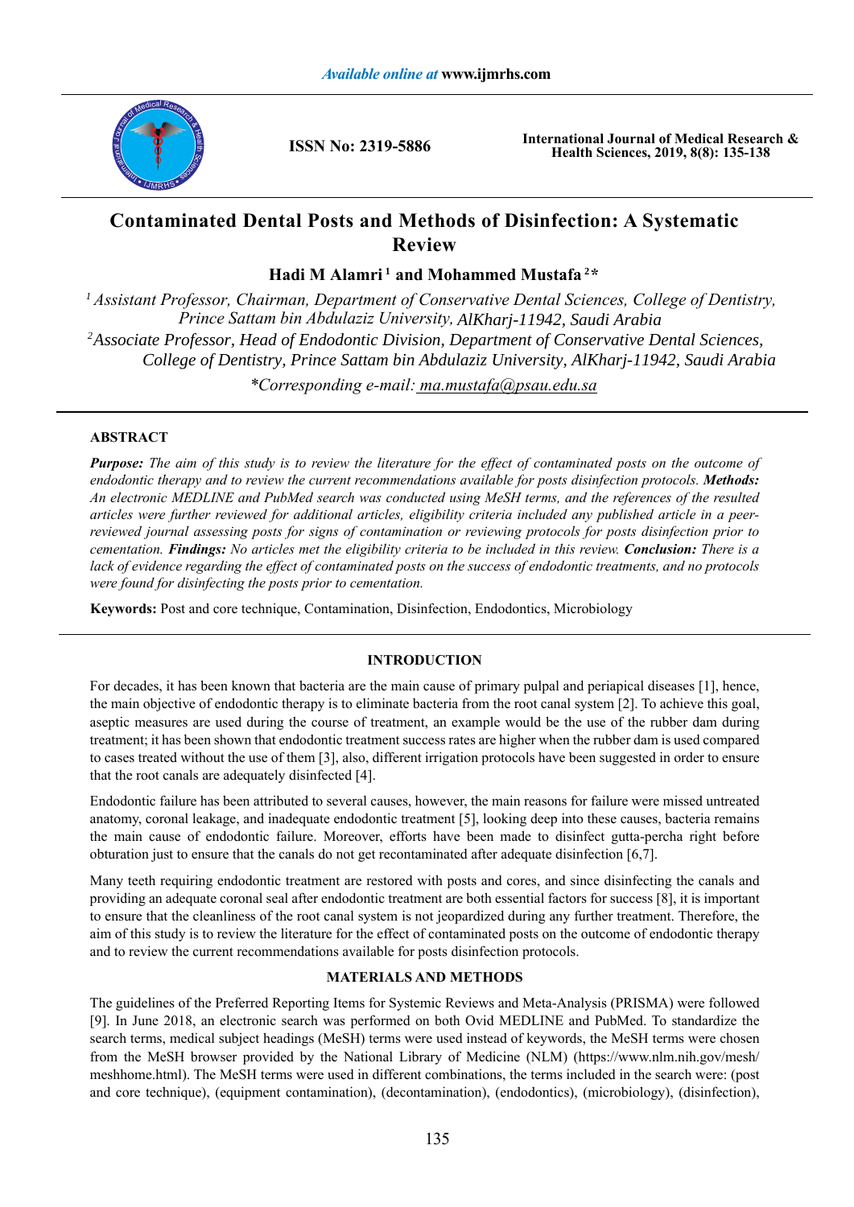# Contaminated Dental Posts and Methods of Disinfection: A Systematic Review

**Hadi M Alamri [1] and Mohammed Mustafa [2]***

[1] *Assistant Professor, Chairman, Department of Conservative Dental Sciences, College of Dentistry, Prince Sattam bin Abdulaziz University, AlKharj-11942, Saudi Arabia*

[2] *Associate Professor, Head of Endodontic Division, Department of Conservative Dental Sciences, College of Dentistry, Prince Sattam bin Abdulaziz University, AlKharj-11942, Saudi Arabia*

*\*Corresponding e-mail: ma.mustafa@psau.edu.sa*

## ABSTRACT

***Purpose:*** *The aim of this study is to review the literature for the effect of contaminated posts on the outcome of endodontic therapy and to review the current recommendations available for posts disinfection protocols.* ***Methods:*** *An electronic MEDLINE and PubMed search was conducted using MeSH terms, and the references of the resulted articles were further reviewed for additional articles, eligibility criteria included any published article in a peer-reviewed journal assessing posts for signs of contamination or reviewing protocols for posts disinfection prior to cementation.* ***Findings:*** *No articles met the eligibility criteria to be included in this review.* ***Conclusion:*** *There is a lack of evidence regarding the effect of contaminated posts on the success of endodontic treatments, and no protocols were found for disinfecting the posts prior to cementation.*

**Keywords:** Post and core technique, Contamination, Disinfection, Endodontics, Microbiology

## INTRODUCTION

For decades, it has been known that bacteria are the main cause of primary pulpal and periapical diseases [1], hence, the main objective of endodontic therapy is to eliminate bacteria from the root canal system [2]. To achieve this goal, aseptic measures are used during the course of treatment, an example would be the use of the rubber dam during treatment; it has been shown that endodontic treatment success rates are higher when the rubber dam is used compared to cases treated without the use of them [3], also, different irrigation protocols have been suggested in order to ensure that the root canals are adequately disinfected [4].

Endodontic failure has been attributed to several causes, however, the main reasons for failure were missed untreated anatomy, coronal leakage, and inadequate endodontic treatment [5], looking deep into these causes, bacteria remains the main cause of endodontic failure. Moreover, efforts have been made to disinfect gutta-percha right before obturation just to ensure that the canals do not get recontaminated after adequate disinfection [6,7].

Many teeth requiring endodontic treatment are restored with posts and cores, and since disinfecting the canals and providing an adequate coronal seal after endodontic treatment are both essential factors for success [8], it is important to ensure that the cleanliness of the root canal system is not jeopardized during any further treatment. Therefore, the aim of this study is to review the literature for the effect of contaminated posts on the outcome of endodontic therapy and to review the current recommendations available for posts disinfection protocols.

## MATERIALS AND METHODS

The guidelines of the Preferred Reporting Items for Systemic Reviews and Meta-Analysis (PRISMA) were followed [9]. In June 2018, an electronic search was performed on both Ovid MEDLINE and PubMed. To standardize the search terms, medical subject headings (MeSH) terms were used instead of keywords, the MeSH terms were chosen from the MeSH browser provided by the National Library of Medicine (NLM) (https://www.nlm.nih.gov/mesh/meshhome.html). The MeSH terms were used in different combinations, the terms included in the search were: (post and core technique), (equipment contamination), (decontamination), (endodontics), (microbiology), (disinfection),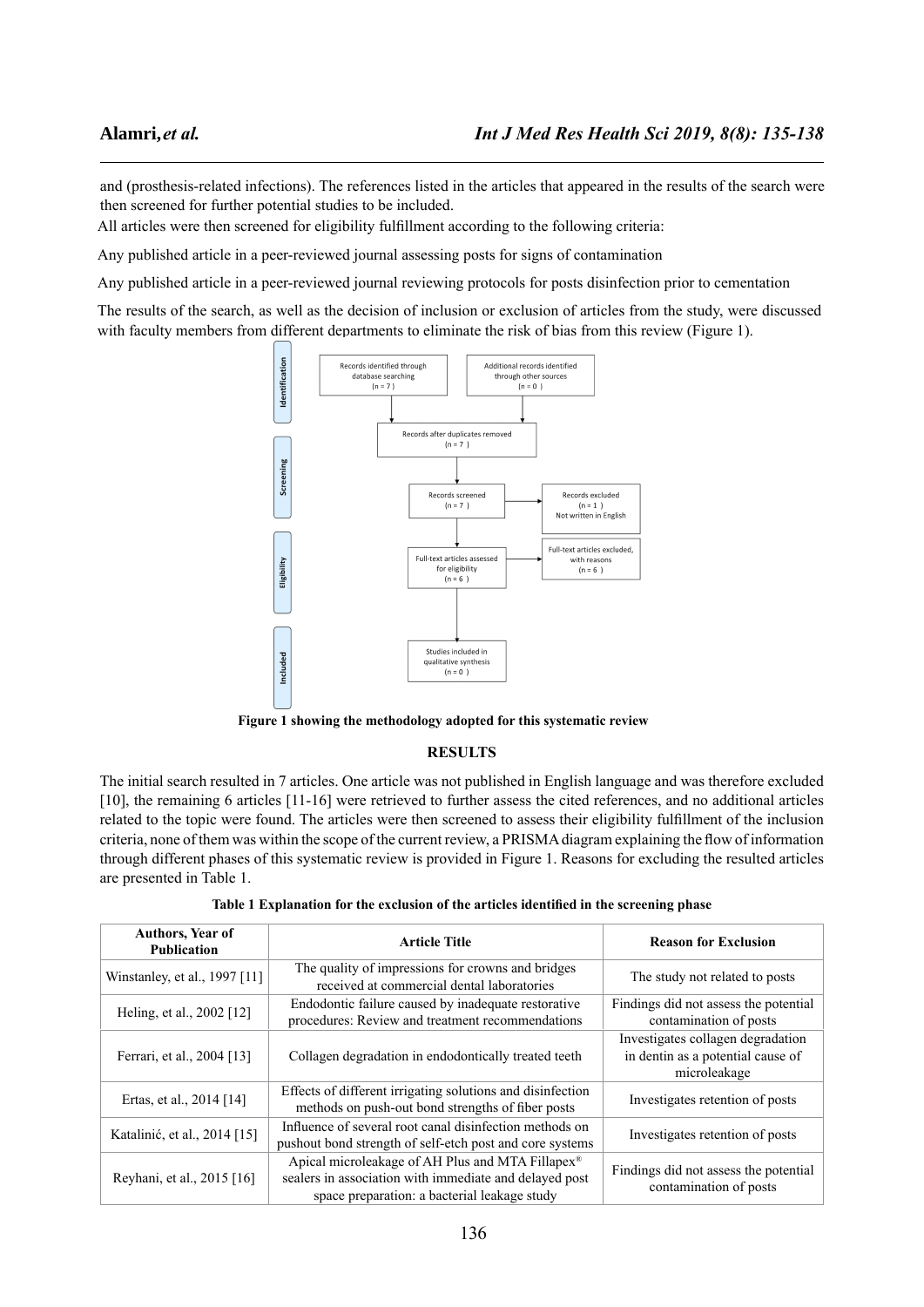and (prosthesis-related infections). The references listed in the articles that appeared in the results of the search were then screened for further potential studies to be included.

All articles were then screened for eligibility fulfillment according to the following criteria:

Any published article in a peer-reviewed journal assessing posts for signs of contamination

Any published article in a peer-reviewed journal reviewing protocols for posts disinfection prior to cementation

The results of the search, as well as the decision of inclusion or exclusion of articles from the study, were discussed with faculty members from different departments to eliminate the risk of bias from this review (Figure 1).

Identification

Records identified through database searching (n = 7)

Additional records identified through other sources (n = 0)

Records after duplicates removed (n = 7)

Screening

Records screened (n = 7)

Records excluded (n = 1) Not written in English

Eligibility

Full-text articles assessed for eligibility (n = 6)

Full-text articles excluded, with reasons (n = 6)

Included

Studies included in qualitative synthesis (n = 0)

**Figure 1 showing the methodology adopted for this systematic review**

## RESULTS

The initial search resulted in 7 articles. One article was not published in English language and was therefore excluded [10], the remaining 6 articles [11-16] were retrieved to further assess the cited references, and no additional articles related to the topic were found. The articles were then screened to assess their eligibility fulfillment of the inclusion criteria, none of them was within the scope of the current review, a PRISMA diagram explaining the flow of information through different phases of this systematic review is provided in Figure 1. Reasons for excluding the resulted articles are presented in Table 1.

**Table 1 Explanation for the exclusion of the articles identified in the screening phase**

| Authors, Year of Publication | Article Title | Reason for Exclusion |
|---|---|---|
| Winstanley, et al., 1997 [11] | The quality of impressions for crowns and bridges received at commercial dental laboratories | The study not related to posts |
| Heling, et al., 2002 [12] | Endodontic failure caused by inadequate restorative procedures: Review and treatment recommendations | Findings did not assess the potential contamination of posts |
| Ferrari, et al., 2004 [13] | Collagen degradation in endodontically treated teeth | Investigates collagen degradation in dentin as a potential cause of microleakage |
| Ertas, et al., 2014 [14] | Effects of different irrigating solutions and disinfection methods on push-out bond strengths of fiber posts | Investigates retention of posts |
| Katalinić, et al., 2014 [15] | Influence of several root canal disinfection methods on pushout bond strength of self-etch post and core systems | Investigates retention of posts |
| Reyhani, et al., 2015 [16] | Apical microleakage of AH Plus and MTA Fillapex® sealers in association with immediate and delayed post space preparation: a bacterial leakage study | Findings did not assess the potential contamination of posts |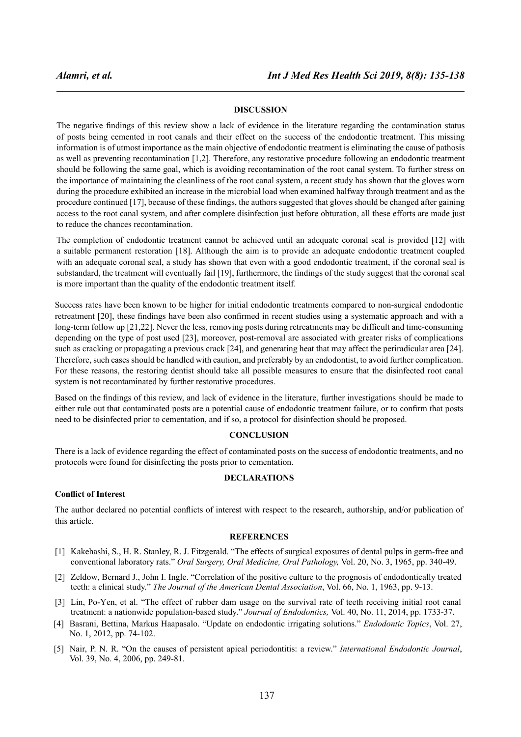## DISCUSSION

The negative findings of this review show a lack of evidence in the literature regarding the contamination status of posts being cemented in root canals and their effect on the success of the endodontic treatment. This missing information is of utmost importance as the main objective of endodontic treatment is eliminating the cause of pathosis as well as preventing recontamination [1,2]. Therefore, any restorative procedure following an endodontic treatment should be following the same goal, which is avoiding recontamination of the root canal system. To further stress on the importance of maintaining the cleanliness of the root canal system, a recent study has shown that the gloves worn during the procedure exhibited an increase in the microbial load when examined halfway through treatment and as the procedure continued [17], because of these findings, the authors suggested that gloves should be changed after gaining access to the root canal system, and after complete disinfection just before obturation, all these efforts are made just to reduce the chances recontamination.

The completion of endodontic treatment cannot be achieved until an adequate coronal seal is provided [12] with a suitable permanent restoration [18]. Although the aim is to provide an adequate endodontic treatment coupled with an adequate coronal seal, a study has shown that even with a good endodontic treatment, if the coronal seal is substandard, the treatment will eventually fail [19], furthermore, the findings of the study suggest that the coronal seal is more important than the quality of the endodontic treatment itself.

Success rates have been known to be higher for initial endodontic treatments compared to non-surgical endodontic retreatment [20], these findings have been also confirmed in recent studies using a systematic approach and with a long-term follow up [21,22]. Never the less, removing posts during retreatments may be difficult and time-consuming depending on the type of post used [23], moreover, post-removal are associated with greater risks of complications such as cracking or propagating a previous crack [24], and generating heat that may affect the periradicular area [24]. Therefore, such cases should be handled with caution, and preferably by an endodontist, to avoid further complication. For these reasons, the restoring dentist should take all possible measures to ensure that the disinfected root canal system is not recontaminated by further restorative procedures.

Based on the findings of this review, and lack of evidence in the literature, further investigations should be made to either rule out that contaminated posts are a potential cause of endodontic treatment failure, or to confirm that posts need to be disinfected prior to cementation, and if so, a protocol for disinfection should be proposed.

## CONCLUSION

There is a lack of evidence regarding the effect of contaminated posts on the success of endodontic treatments, and no protocols were found for disinfecting the posts prior to cementation.

## DECLARATIONS

### Conflict of Interest

The author declared no potential conflicts of interest with respect to the research, authorship, and/or publication of this article.

## REFERENCES

[1] Kakehashi, S., H. R. Stanley, R. J. Fitzgerald. "The effects of surgical exposures of dental pulps in germ-free and conventional laboratory rats." *Oral Surgery, Oral Medicine, Oral Pathology,* Vol. 20, No. 3, 1965, pp. 340-49.

[2] Zeldow, Bernard J., John I. Ingle. "Correlation of the positive culture to the prognosis of endodontically treated teeth: a clinical study." *The Journal of the American Dental Association*, Vol. 66, No. 1, 1963, pp. 9-13.

[3] Lin, Po-Yen, et al. "The effect of rubber dam usage on the survival rate of teeth receiving initial root canal treatment: a nationwide population-based study." *Journal of Endodontics,* Vol. 40, No. 11, 2014, pp. 1733-37.

[4] Basrani, Bettina, Markus Haapasalo. "Update on endodontic irrigating solutions." *Endodontic Topics*, Vol. 27, No. 1, 2012, pp. 74-102.

[5] Nair, P. N. R. "On the causes of persistent apical periodontitis: a review." *International Endodontic Journal*, Vol. 39, No. 4, 2006, pp. 249-81.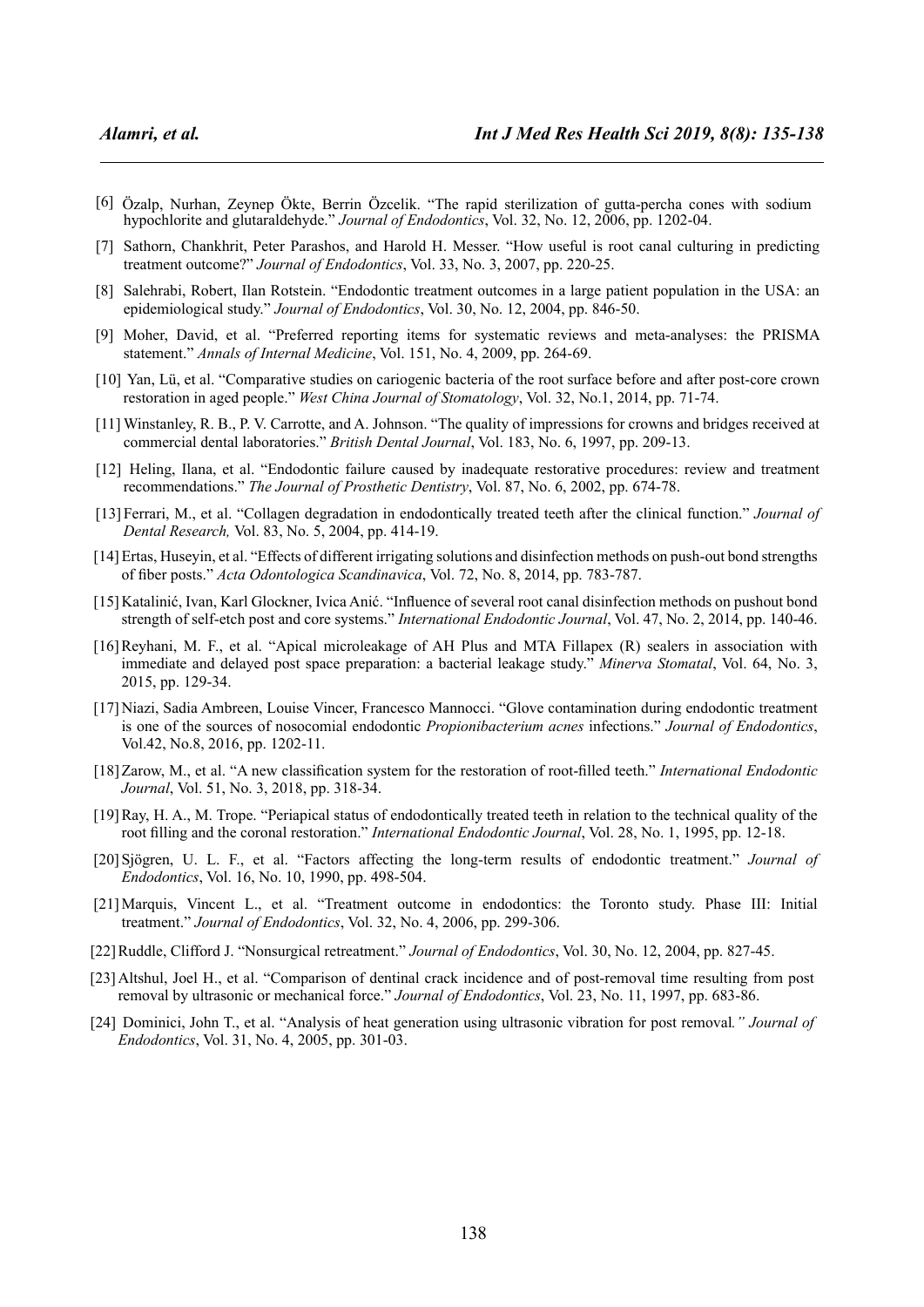[6] Özalp, Nurhan, Zeynep Ökte, Berrin Özcelik. "The rapid sterilization of gutta-percha cones with sodium hypochlorite and glutaraldehyde." *Journal of Endodontics*, Vol. 32, No. 12, 2006, pp. 1202-04.

[7] Sathorn, Chankhrit, Peter Parashos, and Harold H. Messer. "How useful is root canal culturing in predicting treatment outcome?" *Journal of Endodontics*, Vol. 33, No. 3, 2007, pp. 220-25.

[8] Salehrabi, Robert, Ilan Rotstein. "Endodontic treatment outcomes in a large patient population in the USA: an epidemiological study." *Journal of Endodontics*, Vol. 30, No. 12, 2004, pp. 846-50.

[9] Moher, David, et al. "Preferred reporting items for systematic reviews and meta-analyses: the PRISMA statement." *Annals of Internal Medicine*, Vol. 151, No. 4, 2009, pp. 264-69.

[10] Yan, Lü, et al. "Comparative studies on cariogenic bacteria of the root surface before and after post-core crown restoration in aged people." *West China Journal of Stomatology*, Vol. 32, No.1, 2014, pp. 71-74.

[11] Winstanley, R. B., P. V. Carrotte, and A. Johnson. "The quality of impressions for crowns and bridges received at commercial dental laboratories." *British Dental Journal*, Vol. 183, No. 6, 1997, pp. 209-13.

[12] Heling, Ilana, et al. "Endodontic failure caused by inadequate restorative procedures: review and treatment recommendations." *The Journal of Prosthetic Dentistry*, Vol. 87, No. 6, 2002, pp. 674-78.

[13] Ferrari, M., et al. "Collagen degradation in endodontically treated teeth after the clinical function." *Journal of Dental Research,* Vol. 83, No. 5, 2004, pp. 414-19.

[14] Ertas, Huseyin, et al. "Effects of different irrigating solutions and disinfection methods on push-out bond strengths of fiber posts." *Acta Odontologica Scandinavica*, Vol. 72, No. 8, 2014, pp. 783-787.

[15] Katalinić, Ivan, Karl Glockner, Ivica Anić. "Influence of several root canal disinfection methods on pushout bond strength of self-etch post and core systems." *International Endodontic Journal*, Vol. 47, No. 2, 2014, pp. 140-46.

[16] Reyhani, M. F., et al. "Apical microleakage of AH Plus and MTA Fillapex (R) sealers in association with immediate and delayed post space preparation: a bacterial leakage study." *Minerva Stomatal*, Vol. 64, No. 3, 2015, pp. 129-34.

[17] Niazi, Sadia Ambreen, Louise Vincer, Francesco Mannocci. "Glove contamination during endodontic treatment is one of the sources of nosocomial endodontic *Propionibacterium acnes* infections." *Journal of Endodontics*, Vol.42, No.8, 2016, pp. 1202-11.

[18] Zarow, M., et al. "A new classification system for the restoration of root-filled teeth." *International Endodontic Journal*, Vol. 51, No. 3, 2018, pp. 318-34.

[19] Ray, H. A., M. Trope. "Periapical status of endodontically treated teeth in relation to the technical quality of the root filling and the coronal restoration." *International Endodontic Journal*, Vol. 28, No. 1, 1995, pp. 12-18.

[20] Sjögren, U. L. F., et al. "Factors affecting the long-term results of endodontic treatment." *Journal of Endodontics*, Vol. 16, No. 10, 1990, pp. 498-504.

[21] Marquis, Vincent L., et al. "Treatment outcome in endodontics: the Toronto study. Phase III: Initial treatment." *Journal of Endodontics*, Vol. 32, No. 4, 2006, pp. 299-306.

[22] Ruddle, Clifford J. "Nonsurgical retreatment." *Journal of Endodontics*, Vol. 30, No. 12, 2004, pp. 827-45.

[23] Altshul, Joel H., et al. "Comparison of dentinal crack incidence and of post-removal time resulting from post removal by ultrasonic or mechanical force." *Journal of Endodontics*, Vol. 23, No. 11, 1997, pp. 683-86.

[24] Dominici, John T., et al. "Analysis of heat generation using ultrasonic vibration for post removal*." Journal of Endodontics*, Vol. 31, No. 4, 2005, pp. 301-03.